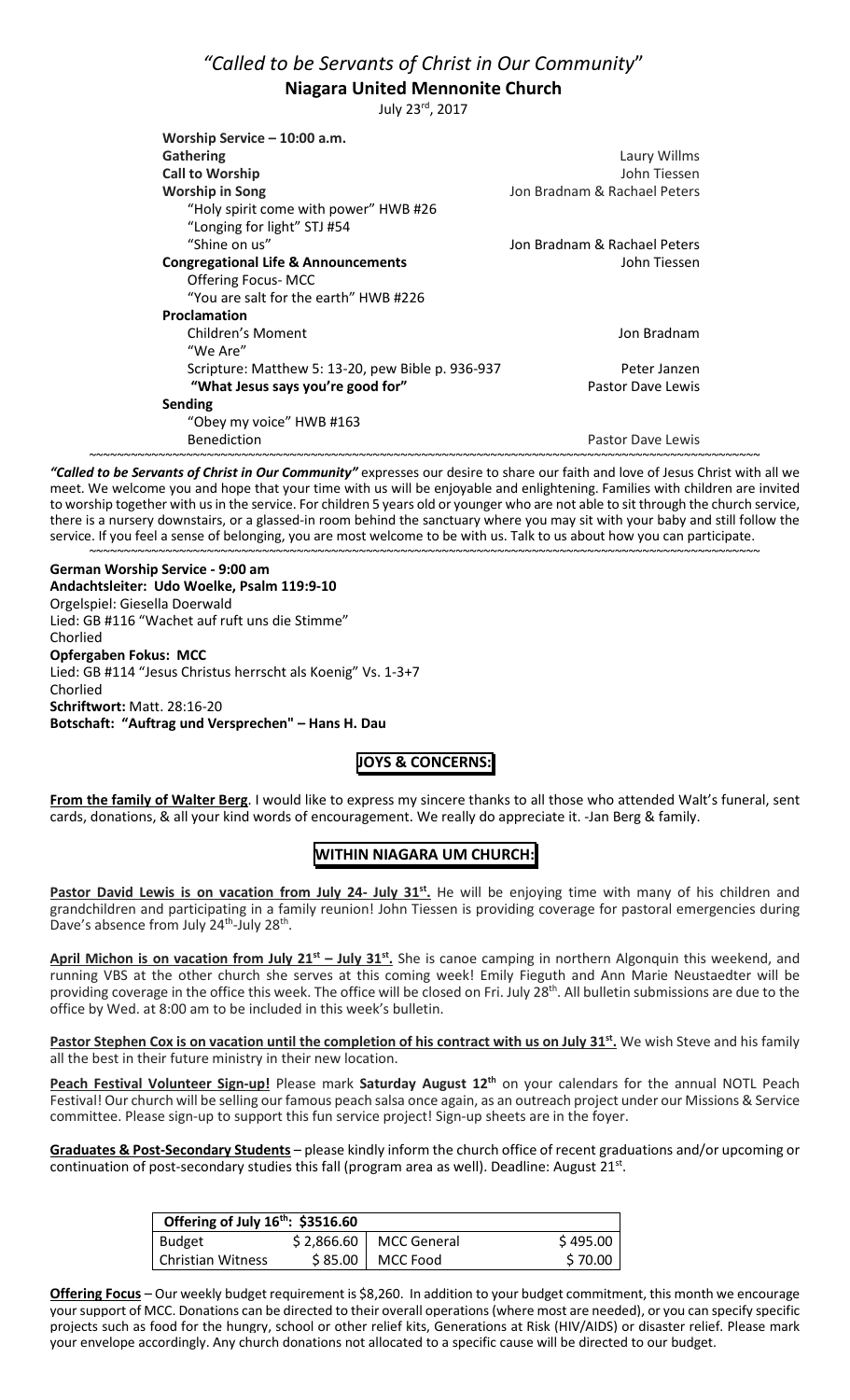# *"Called to be Servants of Christ in Our Community"*

## Niagara United Mennonite Church

July 23rd, 2017

**Worship Service – 10:00 a.m.**

| | |
|---|---|
| **Gathering** | Laury Willms |
| **Call to Worship** | John Tiessen |
| **Worship in Song** | Jon Bradnam & Rachael Peters |
| "Holy spirit come with power" HWB #26 | |
| "Longing for light" STJ #54 | |
| "Shine on us" | Jon Bradnam & Rachael Peters |
| **Congregational Life & Announcements** | John Tiessen |
| Offering Focus- MCC | |
| "You are salt for the earth" HWB #226 | |
| **Proclamation** | |
| Children's Moment | Jon Bradnam |
| "We Are" | |
| Scripture: Matthew 5: 13-20, pew Bible p. 936-937 | Peter Janzen |
| **"What Jesus says you're good for"** | Pastor Dave Lewis |
| **Sending** | |
| "Obey my voice" HWB #163 | |
| Benediction | Pastor Dave Lewis |

***"Called to be Servants of Christ in Our Community"*** expresses our desire to share our faith and love of Jesus Christ with all we meet. We welcome you and hope that your time with us will be enjoyable and enlightening. Families with children are invited to worship together with us in the service. For children 5 years old or younger who are not able to sit through the church service, there is a nursery downstairs, or a glassed-in room behind the sanctuary where you may sit with your baby and still follow the service. If you feel a sense of belonging, you are most welcome to be with us. Talk to us about how you can participate.

**German Worship Service - 9:00 am**
**Andachtsleiter: Udo Woelke, Psalm 119:9-10**
Orgelspiel: Giesella Doerwald
Lied: GB #116 "Wachet auf ruft uns die Stimme"
Chorlied
**Opfergaben Fokus: MCC**
Lied: GB #114 "Jesus Christus herrscht als Koenig" Vs. 1-3+7
Chorlied
**Schriftwort:** Matt. 28:16-20
**Botschaft: "Auftrag und Versprechen" – Hans H. Dau**

## JOYS & CONCERNS:

**From the family of Walter Berg**. I would like to express my sincere thanks to all those who attended Walt's funeral, sent cards, donations, & all your kind words of encouragement. We really do appreciate it. -Jan Berg & family.

## WITHIN NIAGARA UM CHURCH:

**Pastor David Lewis is on vacation from July 24- July 31st.** He will be enjoying time with many of his children and grandchildren and participating in a family reunion! John Tiessen is providing coverage for pastoral emergencies during Dave's absence from July 24th-July 28th.

**April Michon is on vacation from July 21st – July 31st.** She is canoe camping in northern Algonquin this weekend, and running VBS at the other church she serves at this coming week! Emily Fieguth and Ann Marie Neustaedter will be providing coverage in the office this week. The office will be closed on Fri. July 28th. All bulletin submissions are due to the office by Wed. at 8:00 am to be included in this week's bulletin.

**Pastor Stephen Cox is on vacation until the completion of his contract with us on July 31st.** We wish Steve and his family all the best in their future ministry in their new location.

**Peach Festival Volunteer Sign-up!** Please mark **Saturday August 12th** on your calendars for the annual NOTL Peach Festival! Our church will be selling our famous peach salsa once again, as an outreach project under our Missions & Service committee. Please sign-up to support this fun service project! Sign-up sheets are in the foyer.

**Graduates & Post-Secondary Students** – please kindly inform the church office of recent graduations and/or upcoming or continuation of post-secondary studies this fall (program area as well). Deadline: August 21st.

| Offering of July 16th: $3516.60 | | | |
|---|---|---|---|
| Budget | $ 2,866.60 | MCC General | $ 495.00 |
| Christian Witness | $ 85.00 | MCC Food | $ 70.00 |

**Offering Focus** – Our weekly budget requirement is $8,260. In addition to your budget commitment, this month we encourage your support of MCC. Donations can be directed to their overall operations (where most are needed), or you can specify specific projects such as food for the hungry, school or other relief kits, Generations at Risk (HIV/AIDS) or disaster relief. Please mark your envelope accordingly. Any church donations not allocated to a specific cause will be directed to our budget.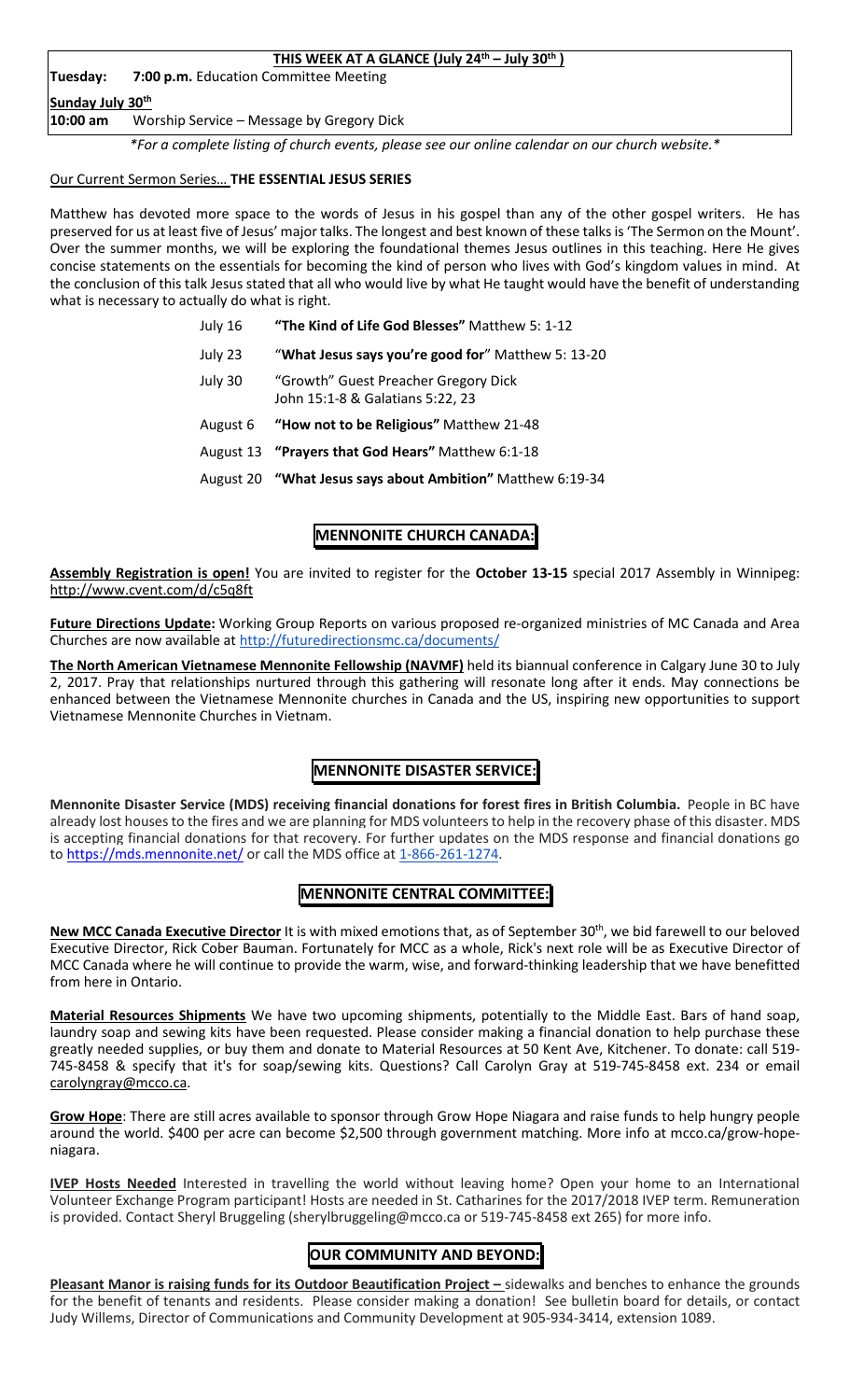## THIS WEEK AT A GLANCE (July 24th – July 30th )

**Tuesday:** **7:00 p.m.** Education Committee Meeting

**Sunday July 30th**

**10:00 am** Worship Service – Message by Gregory Dick

*\*For a complete listing of church events, please see our online calendar on our church website.\**

Our Current Sermon Series… **THE ESSENTIAL JESUS SERIES**

Matthew has devoted more space to the words of Jesus in his gospel than any of the other gospel writers. He has preserved for us at least five of Jesus' major talks. The longest and best known of these talks is 'The Sermon on the Mount'. Over the summer months, we will be exploring the foundational themes Jesus outlines in this teaching. Here He gives concise statements on the essentials for becoming the kind of person who lives with God's kingdom values in mind. At the conclusion of this talk Jesus stated that all who would live by what He taught would have the benefit of understanding what is necessary to actually do what is right.

| | |
|---|---|
| July 16 | **"The Kind of Life God Blesses"** Matthew 5: 1-12 |
| July 23 | "**What Jesus says you're good for**" Matthew 5: 13-20 |
| July 30 | "Growth" Guest Preacher Gregory Dick<br>John 15:1-8 & Galatians 5:22, 23 |
| August 6 | **"How not to be Religious"** Matthew 21-48 |
| August 13 | **"Prayers that God Hears"** Matthew 6:1-18 |
| August 20 | **"What Jesus says about Ambition"** Matthew 6:19-34 |

## MENNONITE CHURCH CANADA:

**Assembly Registration is open!** You are invited to register for the **October 13-15** special 2017 Assembly in Winnipeg: http://www.cvent.com/d/c5q8ft

**Future Directions Update:** Working Group Reports on various proposed re-organized ministries of MC Canada and Area Churches are now available at http://futuredirectionsmc.ca/documents/

**The North American Vietnamese Mennonite Fellowship (NAVMF)** held its biannual conference in Calgary June 30 to July 2, 2017. Pray that relationships nurtured through this gathering will resonate long after it ends. May connections be enhanced between the Vietnamese Mennonite churches in Canada and the US, inspiring new opportunities to support Vietnamese Mennonite Churches in Vietnam.

## MENNONITE DISASTER SERVICE:

**Mennonite Disaster Service (MDS) receiving financial donations for forest fires in British Columbia.** People in BC have already lost houses to the fires and we are planning for MDS volunteers to help in the recovery phase of this disaster. MDS is accepting financial donations for that recovery. For further updates on the MDS response and financial donations go to https://mds.mennonite.net/ or call the MDS office at 1-866-261-1274.

## MENNONITE CENTRAL COMMITTEE:

**New MCC Canada Executive Director** It is with mixed emotions that, as of September 30th, we bid farewell to our beloved Executive Director, Rick Cober Bauman. Fortunately for MCC as a whole, Rick's next role will be as Executive Director of MCC Canada where he will continue to provide the warm, wise, and forward-thinking leadership that we have benefitted from here in Ontario.

**Material Resources Shipments** We have two upcoming shipments, potentially to the Middle East. Bars of hand soap, laundry soap and sewing kits have been requested. Please consider making a financial donation to help purchase these greatly needed supplies, or buy them and donate to Material Resources at 50 Kent Ave, Kitchener. To donate: call 519-745-8458 & specify that it's for soap/sewing kits. Questions? Call Carolyn Gray at 519-745-8458 ext. 234 or email carolyngray@mcco.ca.

**Grow Hope**: There are still acres available to sponsor through Grow Hope Niagara and raise funds to help hungry people around the world. $400 per acre can become $2,500 through government matching. More info at mcco.ca/grow-hope-niagara.

**IVEP Hosts Needed** Interested in travelling the world without leaving home? Open your home to an International Volunteer Exchange Program participant! Hosts are needed in St. Catharines for the 2017/2018 IVEP term. Remuneration is provided. Contact Sheryl Bruggeling (sherylbruggeling@mcco.ca or 519-745-8458 ext 265) for more info.

## OUR COMMUNITY AND BEYOND:

**Pleasant Manor is raising funds for its Outdoor Beautification Project –** sidewalks and benches to enhance the grounds for the benefit of tenants and residents. Please consider making a donation! See bulletin board for details, or contact Judy Willems, Director of Communications and Community Development at 905-934-3414, extension 1089.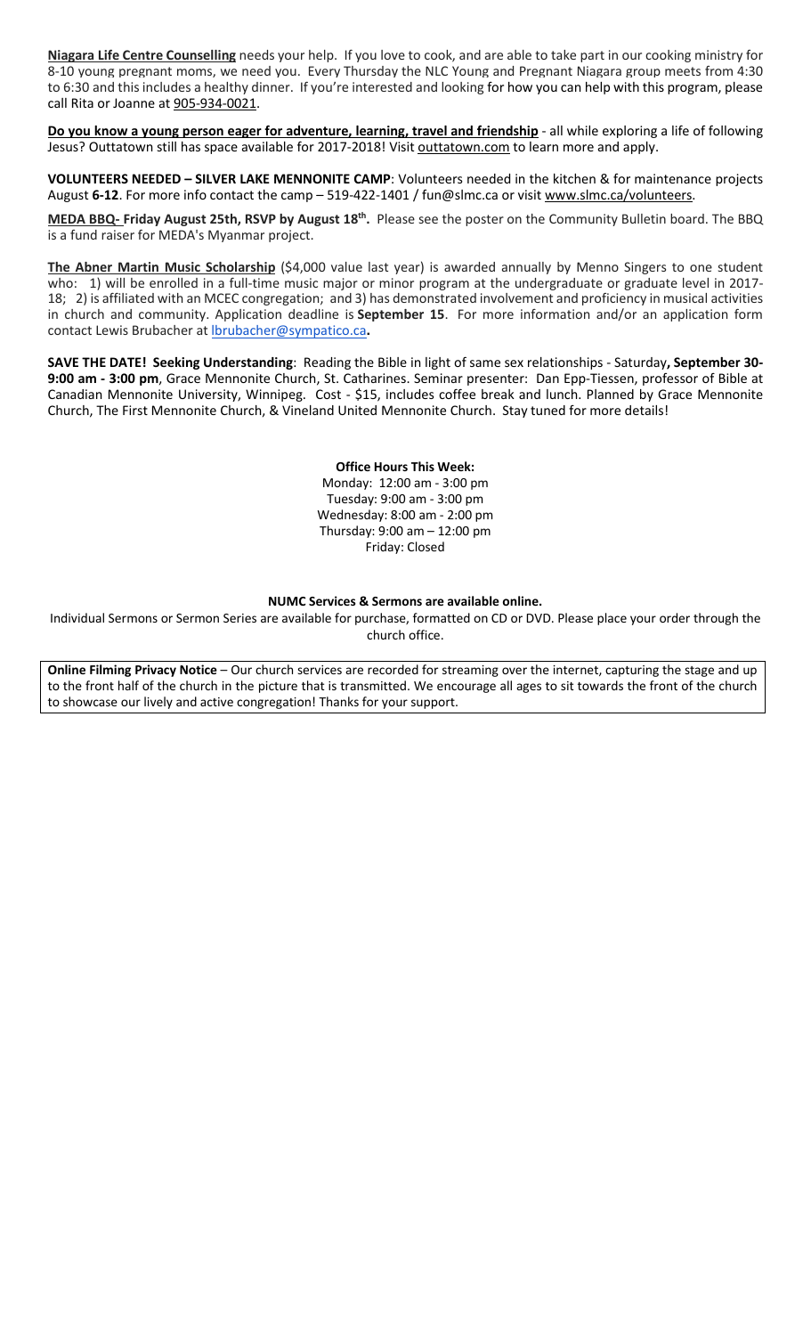**Niagara Life Centre Counselling** needs your help. If you love to cook, and are able to take part in our cooking ministry for 8-10 young pregnant moms, we need you. Every Thursday the NLC Young and Pregnant Niagara group meets from 4:30 to 6:30 and this includes a healthy dinner. If you're interested and looking for how you can help with this program, please call Rita or Joanne at 905-934-0021.

**Do you know a young person eager for adventure, learning, travel and friendship** - all while exploring a life of following Jesus? Outtatown still has space available for 2017-2018! Visit outtatown.com to learn more and apply.

**VOLUNTEERS NEEDED – SILVER LAKE MENNONITE CAMP**: Volunteers needed in the kitchen & for maintenance projects August **6-12**. For more info contact the camp – 519-422-1401 / fun@slmc.ca or visit www.slmc.ca/volunteers.

**MEDA BBQ- Friday August 25th, RSVP by August 18th.** Please see the poster on the Community Bulletin board. The BBQ is a fund raiser for MEDA's Myanmar project.

**The Abner Martin Music Scholarship** ($4,000 value last year) is awarded annually by Menno Singers to one student who: 1) will be enrolled in a full-time music major or minor program at the undergraduate or graduate level in 2017-18; 2) is affiliated with an MCEC congregation; and 3) has demonstrated involvement and proficiency in musical activities in church and community. Application deadline is **September 15**. For more information and/or an application form contact Lewis Brubacher at lbrubacher@sympatico.ca**.**

**SAVE THE DATE! Seeking Understanding**: Reading the Bible in light of same sex relationships - Saturday**, September 30- 9:00 am - 3:00 pm**, Grace Mennonite Church, St. Catharines. Seminar presenter: Dan Epp-Tiessen, professor of Bible at Canadian Mennonite University, Winnipeg. Cost - $15, includes coffee break and lunch. Planned by Grace Mennonite Church, The First Mennonite Church, & Vineland United Mennonite Church. Stay tuned for more details!

**Office Hours This Week:**

Monday: 12:00 am - 3:00 pm
Tuesday: 9:00 am - 3:00 pm
Wednesday: 8:00 am - 2:00 pm
Thursday: 9:00 am – 12:00 pm
Friday: Closed

**NUMC Services & Sermons are available online.**

Individual Sermons or Sermon Series are available for purchase, formatted on CD or DVD. Please place your order through the church office.

**Online Filming Privacy Notice** – Our church services are recorded for streaming over the internet, capturing the stage and up to the front half of the church in the picture that is transmitted. We encourage all ages to sit towards the front of the church to showcase our lively and active congregation! Thanks for your support.